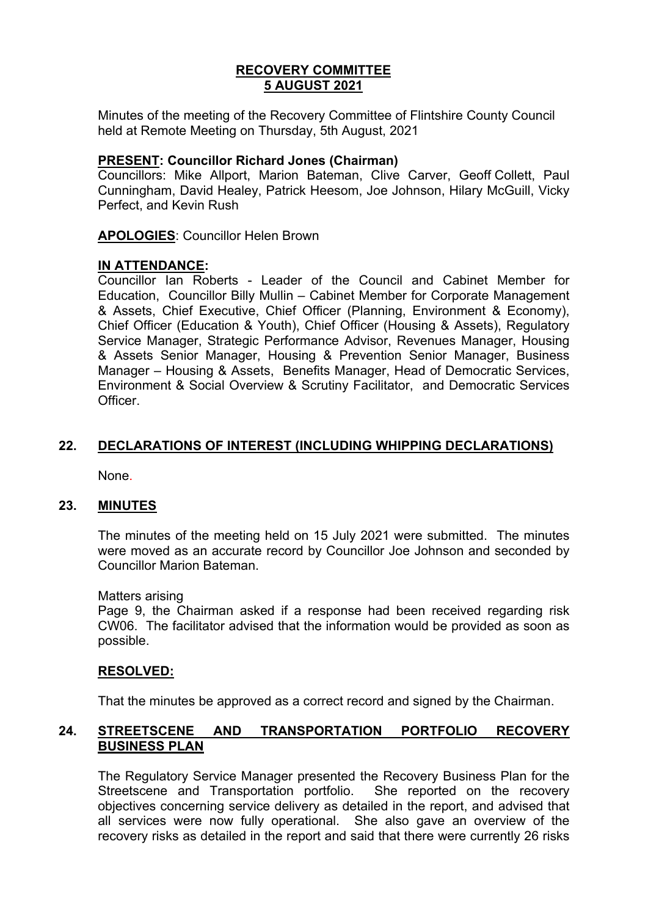# RECOVERY COMMITTEE
# 5 AUGUST 2021

Minutes of the meeting of the Recovery Committee of Flintshire County Council held at Remote Meeting on Thursday, 5th August, 2021

**PRESENT: Councillor Richard Jones (Chairman)**
Councillors: Mike Allport, Marion Bateman, Clive Carver, Geoff Collett, Paul Cunningham, David Healey, Patrick Heesom, Joe Johnson, Hilary McGuill, Vicky Perfect, and Kevin Rush

**APOLOGIES**: Councillor Helen Brown

**IN ATTENDANCE:**
Councillor Ian Roberts - Leader of the Council and Cabinet Member for Education, Councillor Billy Mullin – Cabinet Member for Corporate Management & Assets, Chief Executive, Chief Officer (Planning, Environment & Economy), Chief Officer (Education & Youth), Chief Officer (Housing & Assets), Regulatory Service Manager, Strategic Performance Advisor, Revenues Manager, Housing & Assets Senior Manager, Housing & Prevention Senior Manager, Business Manager – Housing & Assets, Benefits Manager, Head of Democratic Services, Environment & Social Overview & Scrutiny Facilitator, and Democratic Services Officer.

## 22. DECLARATIONS OF INTEREST (INCLUDING WHIPPING DECLARATIONS)

None.

## 23. MINUTES

The minutes of the meeting held on 15 July 2021 were submitted. The minutes were moved as an accurate record by Councillor Joe Johnson and seconded by Councillor Marion Bateman.

Matters arising
Page 9, the Chairman asked if a response had been received regarding risk CW06. The facilitator advised that the information would be provided as soon as possible.

**RESOLVED:**

That the minutes be approved as a correct record and signed by the Chairman.

## 24. STREETSCENE AND TRANSPORTATION PORTFOLIO RECOVERY BUSINESS PLAN

The Regulatory Service Manager presented the Recovery Business Plan for the Streetscene and Transportation portfolio. She reported on the recovery objectives concerning service delivery as detailed in the report, and advised that all services were now fully operational. She also gave an overview of the recovery risks as detailed in the report and said that there were currently 26 risks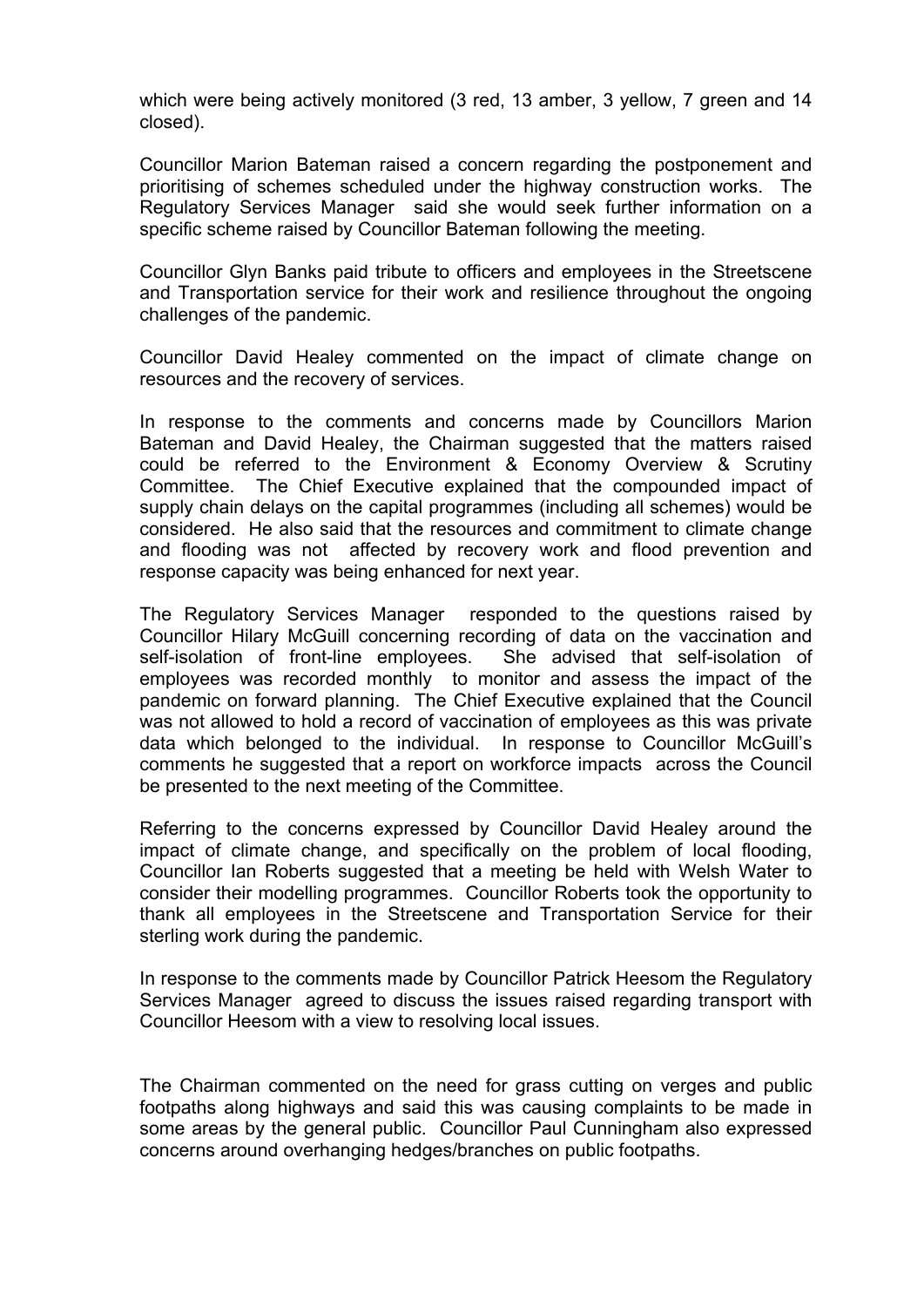which were being actively monitored (3 red, 13 amber, 3 yellow, 7 green and 14 closed).

Councillor Marion Bateman raised a concern regarding the postponement and prioritising of schemes scheduled under the highway construction works. The Regulatory Services Manager said she would seek further information on a specific scheme raised by Councillor Bateman following the meeting.

Councillor Glyn Banks paid tribute to officers and employees in the Streetscene and Transportation service for their work and resilience throughout the ongoing challenges of the pandemic.

Councillor David Healey commented on the impact of climate change on resources and the recovery of services.

In response to the comments and concerns made by Councillors Marion Bateman and David Healey, the Chairman suggested that the matters raised could be referred to the Environment & Economy Overview & Scrutiny Committee. The Chief Executive explained that the compounded impact of supply chain delays on the capital programmes (including all schemes) would be considered. He also said that the resources and commitment to climate change and flooding was not affected by recovery work and flood prevention and response capacity was being enhanced for next year.

The Regulatory Services Manager responded to the questions raised by Councillor Hilary McGuill concerning recording of data on the vaccination and self-isolation of front-line employees. She advised that self-isolation of employees was recorded monthly to monitor and assess the impact of the pandemic on forward planning. The Chief Executive explained that the Council was not allowed to hold a record of vaccination of employees as this was private data which belonged to the individual. In response to Councillor McGuill's comments he suggested that a report on workforce impacts across the Council be presented to the next meeting of the Committee.

Referring to the concerns expressed by Councillor David Healey around the impact of climate change, and specifically on the problem of local flooding, Councillor Ian Roberts suggested that a meeting be held with Welsh Water to consider their modelling programmes. Councillor Roberts took the opportunity to thank all employees in the Streetscene and Transportation Service for their sterling work during the pandemic.

In response to the comments made by Councillor Patrick Heesom the Regulatory Services Manager agreed to discuss the issues raised regarding transport with Councillor Heesom with a view to resolving local issues.

The Chairman commented on the need for grass cutting on verges and public footpaths along highways and said this was causing complaints to be made in some areas by the general public. Councillor Paul Cunningham also expressed concerns around overhanging hedges/branches on public footpaths.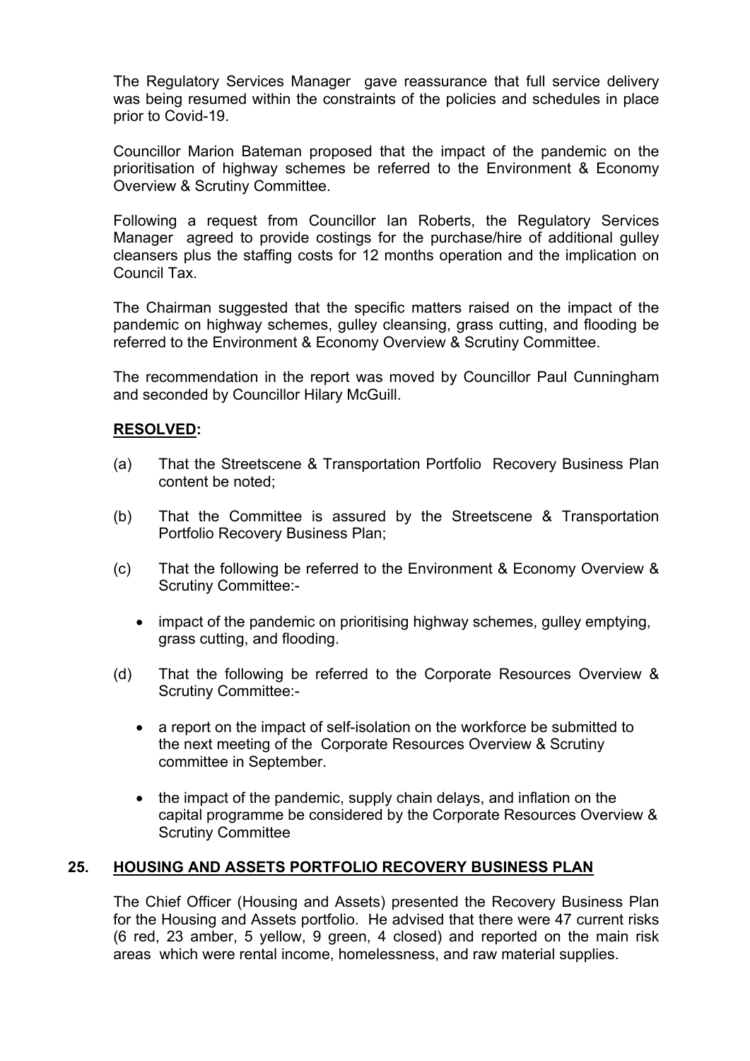The Regulatory Services Manager gave reassurance that full service delivery was being resumed within the constraints of the policies and schedules in place prior to Covid-19.

Councillor Marion Bateman proposed that the impact of the pandemic on the prioritisation of highway schemes be referred to the Environment & Economy Overview & Scrutiny Committee.

Following a request from Councillor Ian Roberts, the Regulatory Services Manager agreed to provide costings for the purchase/hire of additional gulley cleansers plus the staffing costs for 12 months operation and the implication on Council Tax.

The Chairman suggested that the specific matters raised on the impact of the pandemic on highway schemes, gulley cleansing, grass cutting, and flooding be referred to the Environment & Economy Overview & Scrutiny Committee.

The recommendation in the report was moved by Councillor Paul Cunningham and seconded by Councillor Hilary McGuill.

**RESOLVED:**

(a) That the Streetscene & Transportation Portfolio Recovery Business Plan content be noted;

(b) That the Committee is assured by the Streetscene & Transportation Portfolio Recovery Business Plan;

(c) That the following be referred to the Environment & Economy Overview & Scrutiny Committee:-

- impact of the pandemic on prioritising highway schemes, gulley emptying, grass cutting, and flooding.

(d) That the following be referred to the Corporate Resources Overview & Scrutiny Committee:-

- a report on the impact of self-isolation on the workforce be submitted to the next meeting of the Corporate Resources Overview & Scrutiny committee in September.
- the impact of the pandemic, supply chain delays, and inflation on the capital programme be considered by the Corporate Resources Overview & Scrutiny Committee

## 25. HOUSING AND ASSETS PORTFOLIO RECOVERY BUSINESS PLAN

The Chief Officer (Housing and Assets) presented the Recovery Business Plan for the Housing and Assets portfolio. He advised that there were 47 current risks (6 red, 23 amber, 5 yellow, 9 green, 4 closed) and reported on the main risk areas which were rental income, homelessness, and raw material supplies.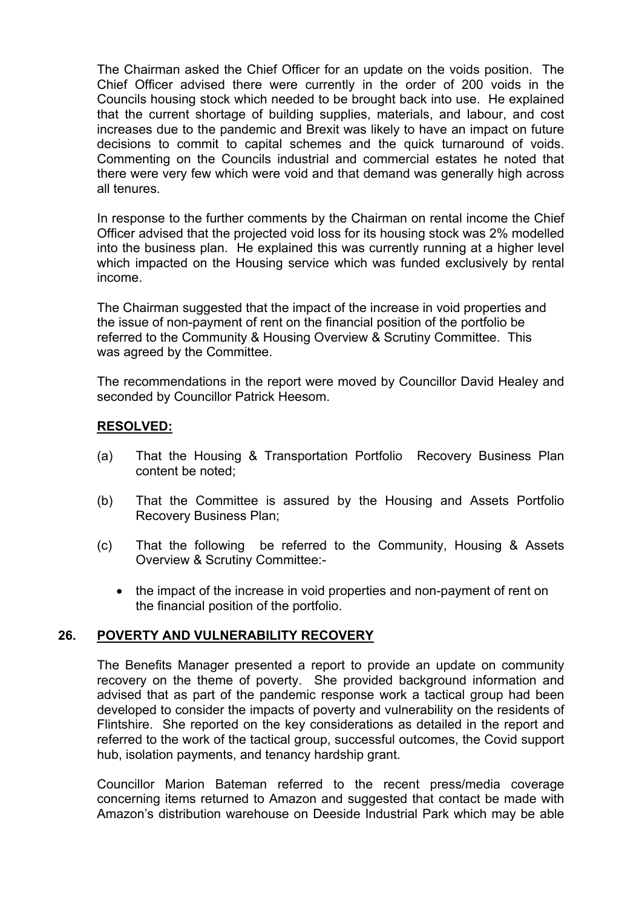The Chairman asked the Chief Officer for an update on the voids position. The Chief Officer advised there were currently in the order of 200 voids in the Councils housing stock which needed to be brought back into use. He explained that the current shortage of building supplies, materials, and labour, and cost increases due to the pandemic and Brexit was likely to have an impact on future decisions to commit to capital schemes and the quick turnaround of voids. Commenting on the Councils industrial and commercial estates he noted that there were very few which were void and that demand was generally high across all tenures.

In response to the further comments by the Chairman on rental income the Chief Officer advised that the projected void loss for its housing stock was 2% modelled into the business plan. He explained this was currently running at a higher level which impacted on the Housing service which was funded exclusively by rental income.

The Chairman suggested that the impact of the increase in void properties and the issue of non-payment of rent on the financial position of the portfolio be referred to the Community & Housing Overview & Scrutiny Committee. This was agreed by the Committee.

The recommendations in the report were moved by Councillor David Healey and seconded by Councillor Patrick Heesom.

**RESOLVED:**

(a) That the Housing & Transportation Portfolio Recovery Business Plan content be noted;

(b) That the Committee is assured by the Housing and Assets Portfolio Recovery Business Plan;

(c) That the following be referred to the Community, Housing & Assets Overview & Scrutiny Committee:-

- the impact of the increase in void properties and non-payment of rent on the financial position of the portfolio.

## 26. POVERTY AND VULNERABILITY RECOVERY

The Benefits Manager presented a report to provide an update on community recovery on the theme of poverty. She provided background information and advised that as part of the pandemic response work a tactical group had been developed to consider the impacts of poverty and vulnerability on the residents of Flintshire. She reported on the key considerations as detailed in the report and referred to the work of the tactical group, successful outcomes, the Covid support hub, isolation payments, and tenancy hardship grant.

Councillor Marion Bateman referred to the recent press/media coverage concerning items returned to Amazon and suggested that contact be made with Amazon's distribution warehouse on Deeside Industrial Park which may be able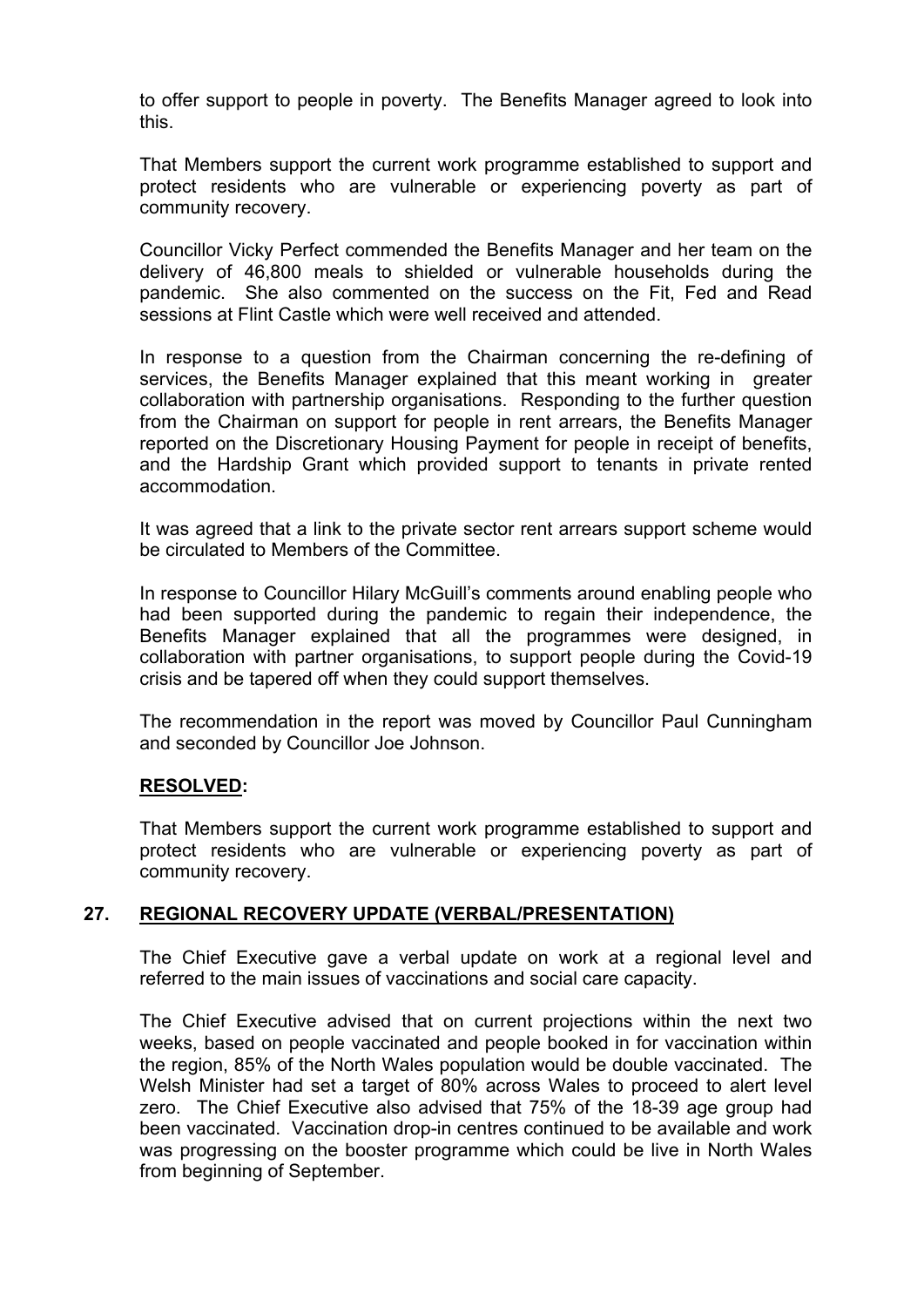to offer support to people in poverty. The Benefits Manager agreed to look into this.

That Members support the current work programme established to support and protect residents who are vulnerable or experiencing poverty as part of community recovery.

Councillor Vicky Perfect commended the Benefits Manager and her team on the delivery of 46,800 meals to shielded or vulnerable households during the pandemic. She also commented on the success on the Fit, Fed and Read sessions at Flint Castle which were well received and attended.

In response to a question from the Chairman concerning the re-defining of services, the Benefits Manager explained that this meant working in greater collaboration with partnership organisations. Responding to the further question from the Chairman on support for people in rent arrears, the Benefits Manager reported on the Discretionary Housing Payment for people in receipt of benefits, and the Hardship Grant which provided support to tenants in private rented accommodation.

It was agreed that a link to the private sector rent arrears support scheme would be circulated to Members of the Committee.

In response to Councillor Hilary McGuill's comments around enabling people who had been supported during the pandemic to regain their independence, the Benefits Manager explained that all the programmes were designed, in collaboration with partner organisations, to support people during the Covid-19 crisis and be tapered off when they could support themselves.

The recommendation in the report was moved by Councillor Paul Cunningham and seconded by Councillor Joe Johnson.

**RESOLVED:**

That Members support the current work programme established to support and protect residents who are vulnerable or experiencing poverty as part of community recovery.

## 27. REGIONAL RECOVERY UPDATE (VERBAL/PRESENTATION)

The Chief Executive gave a verbal update on work at a regional level and referred to the main issues of vaccinations and social care capacity.

The Chief Executive advised that on current projections within the next two weeks, based on people vaccinated and people booked in for vaccination within the region, 85% of the North Wales population would be double vaccinated. The Welsh Minister had set a target of 80% across Wales to proceed to alert level zero. The Chief Executive also advised that 75% of the 18-39 age group had been vaccinated. Vaccination drop-in centres continued to be available and work was progressing on the booster programme which could be live in North Wales from beginning of September.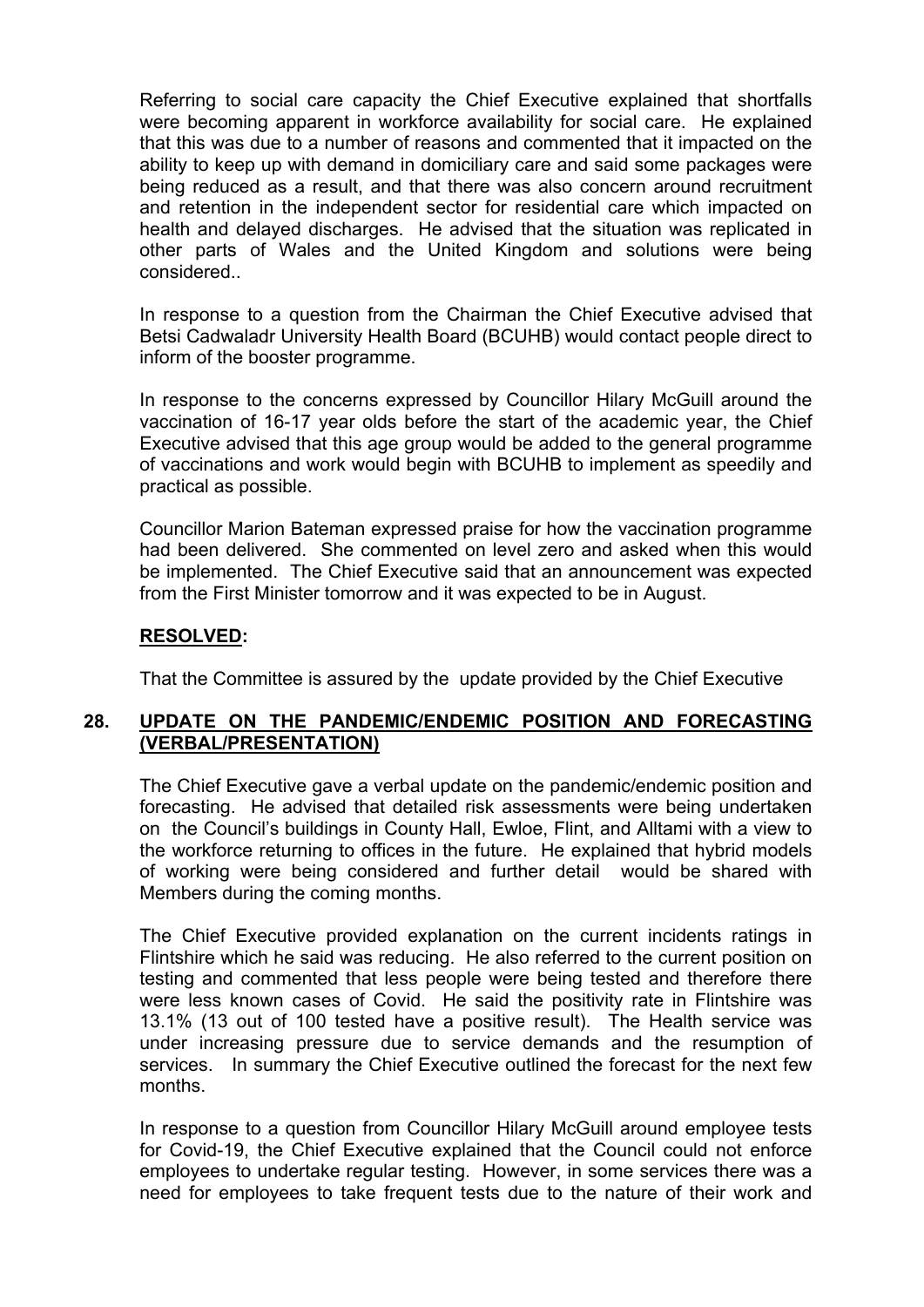Referring to social care capacity the Chief Executive explained that shortfalls were becoming apparent in workforce availability for social care. He explained that this was due to a number of reasons and commented that it impacted on the ability to keep up with demand in domiciliary care and said some packages were being reduced as a result, and that there was also concern around recruitment and retention in the independent sector for residential care which impacted on health and delayed discharges. He advised that the situation was replicated in other parts of Wales and the United Kingdom and solutions were being considered..

In response to a question from the Chairman the Chief Executive advised that Betsi Cadwaladr University Health Board (BCUHB) would contact people direct to inform of the booster programme.

In response to the concerns expressed by Councillor Hilary McGuill around the vaccination of 16-17 year olds before the start of the academic year, the Chief Executive advised that this age group would be added to the general programme of vaccinations and work would begin with BCUHB to implement as speedily and practical as possible.

Councillor Marion Bateman expressed praise for how the vaccination programme had been delivered. She commented on level zero and asked when this would be implemented. The Chief Executive said that an announcement was expected from the First Minister tomorrow and it was expected to be in August.

**RESOLVED:**

That the Committee is assured by the update provided by the Chief Executive

## 28. UPDATE ON THE PANDEMIC/ENDEMIC POSITION AND FORECASTING (VERBAL/PRESENTATION)

The Chief Executive gave a verbal update on the pandemic/endemic position and forecasting. He advised that detailed risk assessments were being undertaken on the Council's buildings in County Hall, Ewloe, Flint, and Alltami with a view to the workforce returning to offices in the future. He explained that hybrid models of working were being considered and further detail would be shared with Members during the coming months.

The Chief Executive provided explanation on the current incidents ratings in Flintshire which he said was reducing. He also referred to the current position on testing and commented that less people were being tested and therefore there were less known cases of Covid. He said the positivity rate in Flintshire was 13.1% (13 out of 100 tested have a positive result). The Health service was under increasing pressure due to service demands and the resumption of services. In summary the Chief Executive outlined the forecast for the next few months.

In response to a question from Councillor Hilary McGuill around employee tests for Covid-19, the Chief Executive explained that the Council could not enforce employees to undertake regular testing. However, in some services there was a need for employees to take frequent tests due to the nature of their work and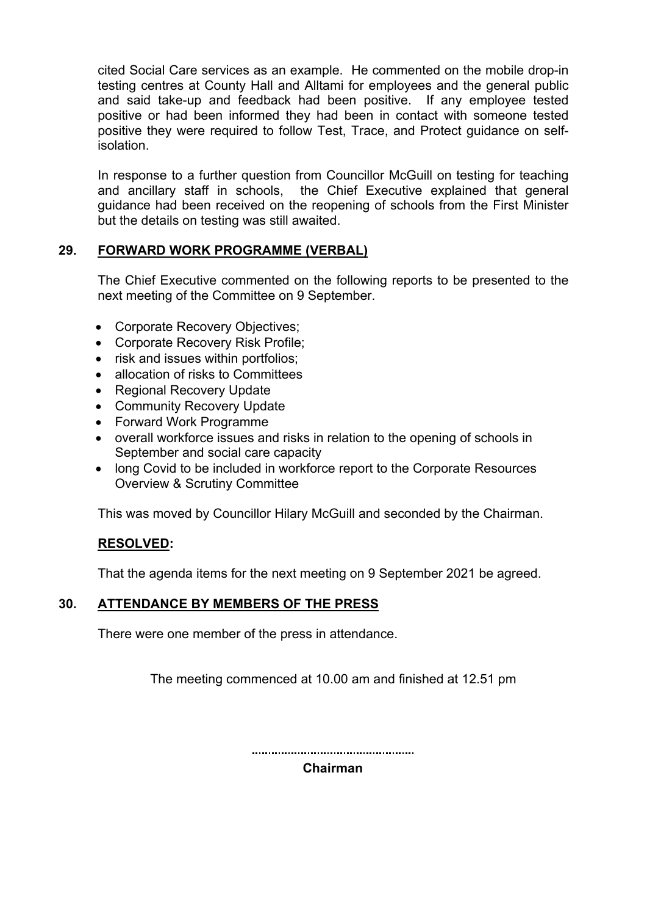cited Social Care services as an example. He commented on the mobile drop-in testing centres at County Hall and Alltami for employees and the general public and said take-up and feedback had been positive. If any employee tested positive or had been informed they had been in contact with someone tested positive they were required to follow Test, Trace, and Protect guidance on self-isolation.

In response to a further question from Councillor McGuill on testing for teaching and ancillary staff in schools, the Chief Executive explained that general guidance had been received on the reopening of schools from the First Minister but the details on testing was still awaited.

## 29. FORWARD WORK PROGRAMME (VERBAL)

The Chief Executive commented on the following reports to be presented to the next meeting of the Committee on 9 September.

- Corporate Recovery Objectives;
- Corporate Recovery Risk Profile;
- risk and issues within portfolios;
- allocation of risks to Committees
- Regional Recovery Update
- Community Recovery Update
- Forward Work Programme
- overall workforce issues and risks in relation to the opening of schools in September and social care capacity
- long Covid to be included in workforce report to the Corporate Resources Overview & Scrutiny Committee

This was moved by Councillor Hilary McGuill and seconded by the Chairman.

**RESOLVED:**

That the agenda items for the next meeting on 9 September 2021 be agreed.

## 30. ATTENDANCE BY MEMBERS OF THE PRESS

There were one member of the press in attendance.

The meeting commenced at 10.00 am and finished at 12.51 pm

................................................

**Chairman**